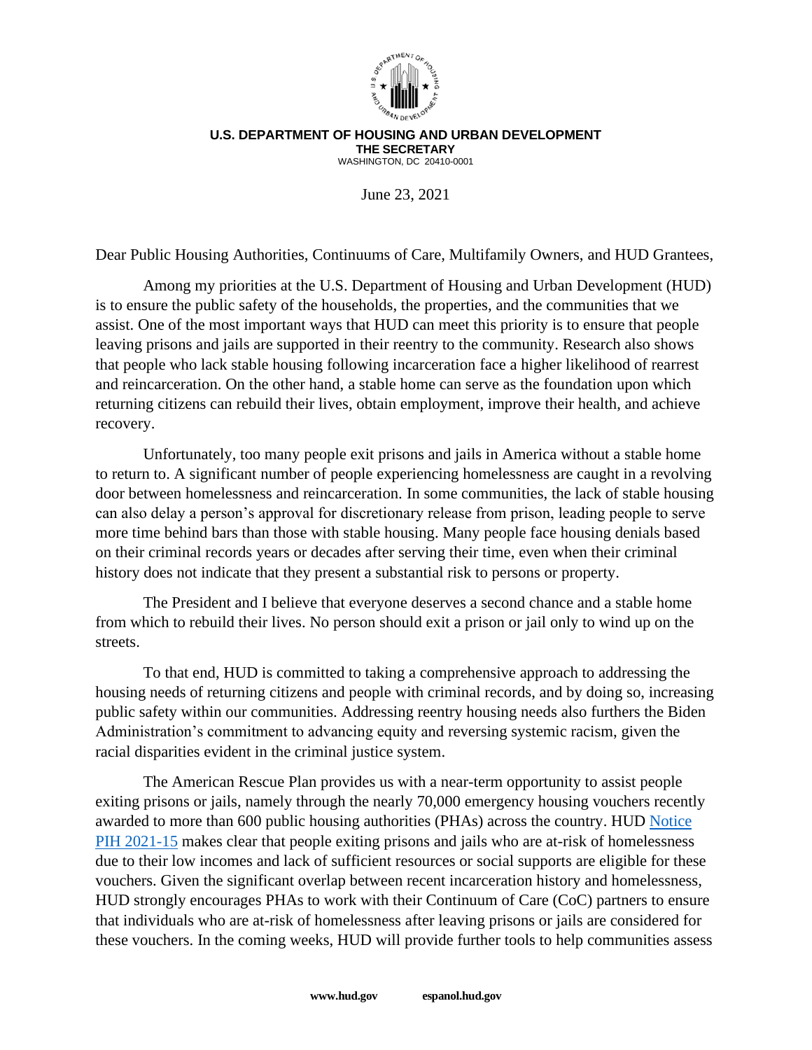**U.S. DEPARTMENT OF HOUSING AND URBAN DEVELOPMENT**
**THE SECRETARY**
WASHINGTON, DC 20410-0001

June 23, 2021

Dear Public Housing Authorities, Continuums of Care, Multifamily Owners, and HUD Grantees,

Among my priorities at the U.S. Department of Housing and Urban Development (HUD) is to ensure the public safety of the households, the properties, and the communities that we assist. One of the most important ways that HUD can meet this priority is to ensure that people leaving prisons and jails are supported in their reentry to the community. Research also shows that people who lack stable housing following incarceration face a higher likelihood of rearrest and reincarceration. On the other hand, a stable home can serve as the foundation upon which returning citizens can rebuild their lives, obtain employment, improve their health, and achieve recovery.

Unfortunately, too many people exit prisons and jails in America without a stable home to return to. A significant number of people experiencing homelessness are caught in a revolving door between homelessness and reincarceration. In some communities, the lack of stable housing can also delay a person's approval for discretionary release from prison, leading people to serve more time behind bars than those with stable housing. Many people face housing denials based on their criminal records years or decades after serving their time, even when their criminal history does not indicate that they present a substantial risk to persons or property.

The President and I believe that everyone deserves a second chance and a stable home from which to rebuild their lives. No person should exit a prison or jail only to wind up on the streets.

To that end, HUD is committed to taking a comprehensive approach to addressing the housing needs of returning citizens and people with criminal records, and by doing so, increasing public safety within our communities. Addressing reentry housing needs also furthers the Biden Administration's commitment to advancing equity and reversing systemic racism, given the racial disparities evident in the criminal justice system.

The American Rescue Plan provides us with a near-term opportunity to assist people exiting prisons or jails, namely through the nearly 70,000 emergency housing vouchers recently awarded to more than 600 public housing authorities (PHAs) across the country. HUD Notice PIH 2021-15 makes clear that people exiting prisons and jails who are at-risk of homelessness due to their low incomes and lack of sufficient resources or social supports are eligible for these vouchers. Given the significant overlap between recent incarceration history and homelessness, HUD strongly encourages PHAs to work with their Continuum of Care (CoC) partners to ensure that individuals who are at-risk of homelessness after leaving prisons or jails are considered for these vouchers. In the coming weeks, HUD will provide further tools to help communities assess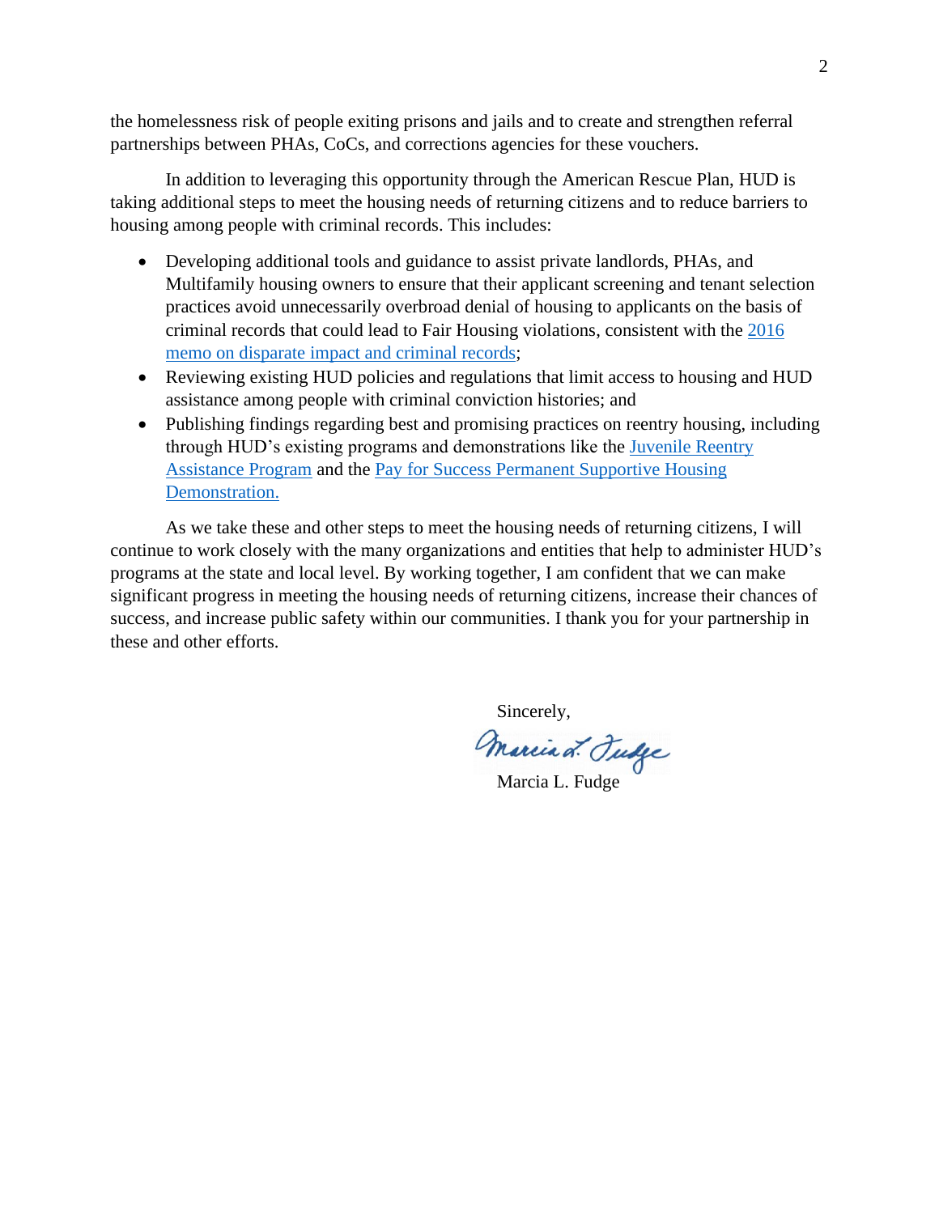the homelessness risk of people exiting prisons and jails and to create and strengthen referral partnerships between PHAs, CoCs, and corrections agencies for these vouchers.

In addition to leveraging this opportunity through the American Rescue Plan, HUD is taking additional steps to meet the housing needs of returning citizens and to reduce barriers to housing among people with criminal records. This includes:

- Developing additional tools and guidance to assist private landlords, PHAs, and Multifamily housing owners to ensure that their applicant screening and tenant selection practices avoid unnecessarily overbroad denial of housing to applicants on the basis of criminal records that could lead to Fair Housing violations, consistent with the 2016 memo on disparate impact and criminal records;
- Reviewing existing HUD policies and regulations that limit access to housing and HUD assistance among people with criminal conviction histories; and
- Publishing findings regarding best and promising practices on reentry housing, including through HUD's existing programs and demonstrations like the Juvenile Reentry Assistance Program and the Pay for Success Permanent Supportive Housing Demonstration.

As we take these and other steps to meet the housing needs of returning citizens, I will continue to work closely with the many organizations and entities that help to administer HUD's programs at the state and local level. By working together, I am confident that we can make significant progress in meeting the housing needs of returning citizens, increase their chances of success, and increase public safety within our communities. I thank you for your partnership in these and other efforts.

Sincerely,

Marcia L. Fudge